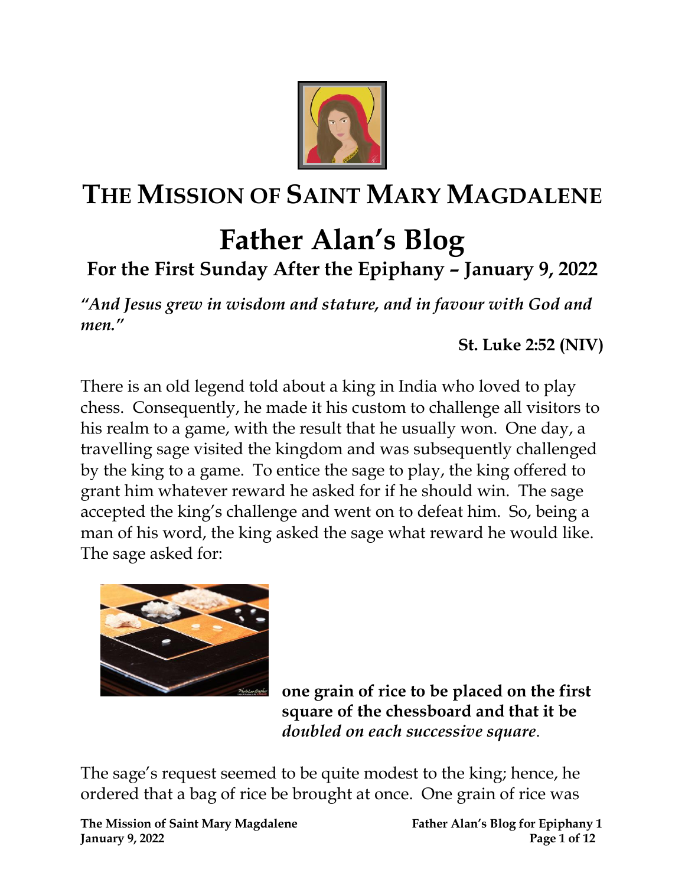# THE MISSION OF SAINT MARY MAGDALENE

# Father Alan's Blog

## For the First Sunday After the Epiphany – January 9, 2022

***"And Jesus grew in wisdom and stature, and in favour with God and men."***

**St. Luke 2:52 (NIV)**

There is an old legend told about a king in India who loved to play chess. Consequently, he made it his custom to challenge all visitors to his realm to a game, with the result that he usually won. One day, a travelling sage visited the kingdom and was subsequently challenged by the king to a game. To entice the sage to play, the king offered to grant him whatever reward he asked for if he should win. The sage accepted the king's challenge and went on to defeat him. So, being a man of his word, the king asked the sage what reward he would like. The sage asked for:

**one grain of rice to be placed on the first square of the chessboard and that it be *doubled on each successive square*.**

The sage's request seemed to be quite modest to the king; hence, he ordered that a bag of rice be brought at once. One grain of rice was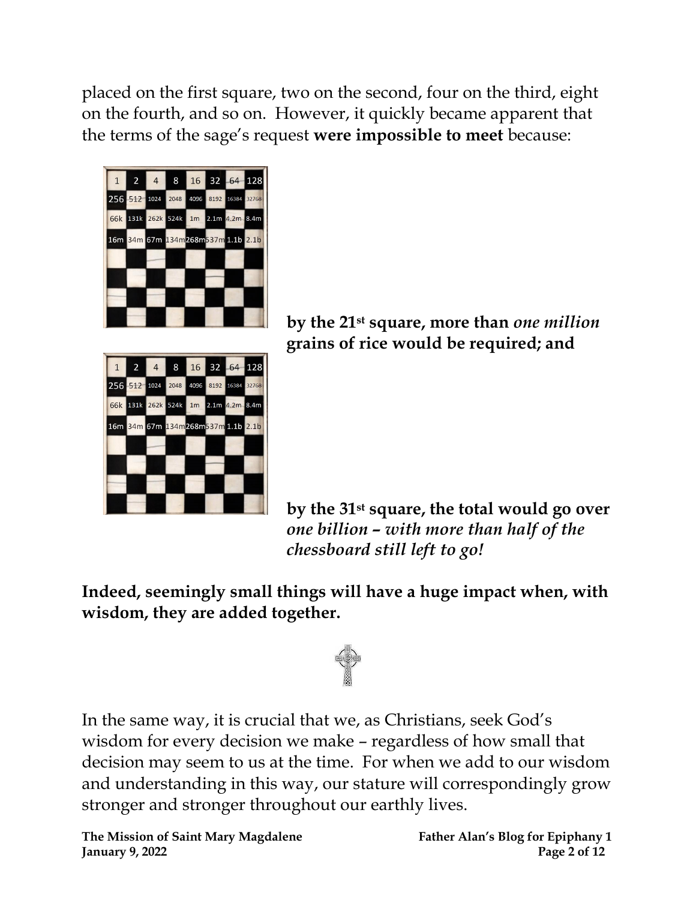placed on the first square, two on the second, four on the third, eight on the fourth, and so on. However, it quickly became apparent that the terms of the sage's request **were impossible to meet** because:

**by the 21st square, more than *one million* grains of rice would be required; and**

**by the 31st square, the total would go over *one billion – with more than half of the chessboard still left to go!***

**Indeed, seemingly small things will have a huge impact when, with wisdom, they are added together.**

In the same way, it is crucial that we, as Christians, seek God's wisdom for every decision we make – regardless of how small that decision may seem to us at the time. For when we add to our wisdom and understanding in this way, our stature will correspondingly grow stronger and stronger throughout our earthly lives.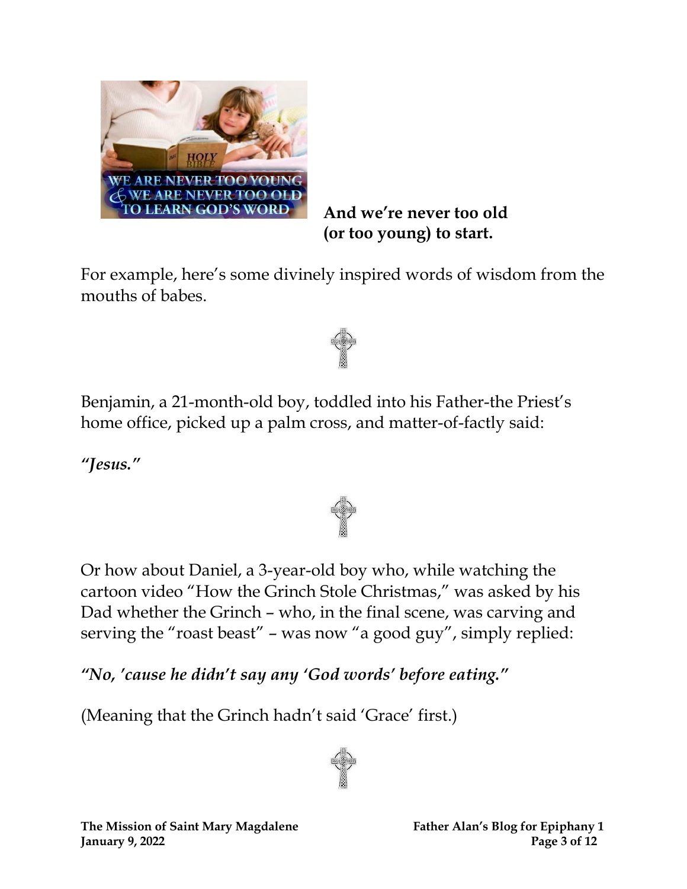**And we're never too old (or too young) to start.**

For example, here's some divinely inspired words of wisdom from the mouths of babes.

Benjamin, a 21-month-old boy, toddled into his Father-the Priest's home office, picked up a palm cross, and matter-of-factly said:

***"Jesus."***

Or how about Daniel, a 3-year-old boy who, while watching the cartoon video "How the Grinch Stole Christmas," was asked by his Dad whether the Grinch – who, in the final scene, was carving and serving the "roast beast" – was now "a good guy", simply replied:

***"No, 'cause he didn't say any 'God words' before eating."***

(Meaning that the Grinch hadn't said 'Grace' first.)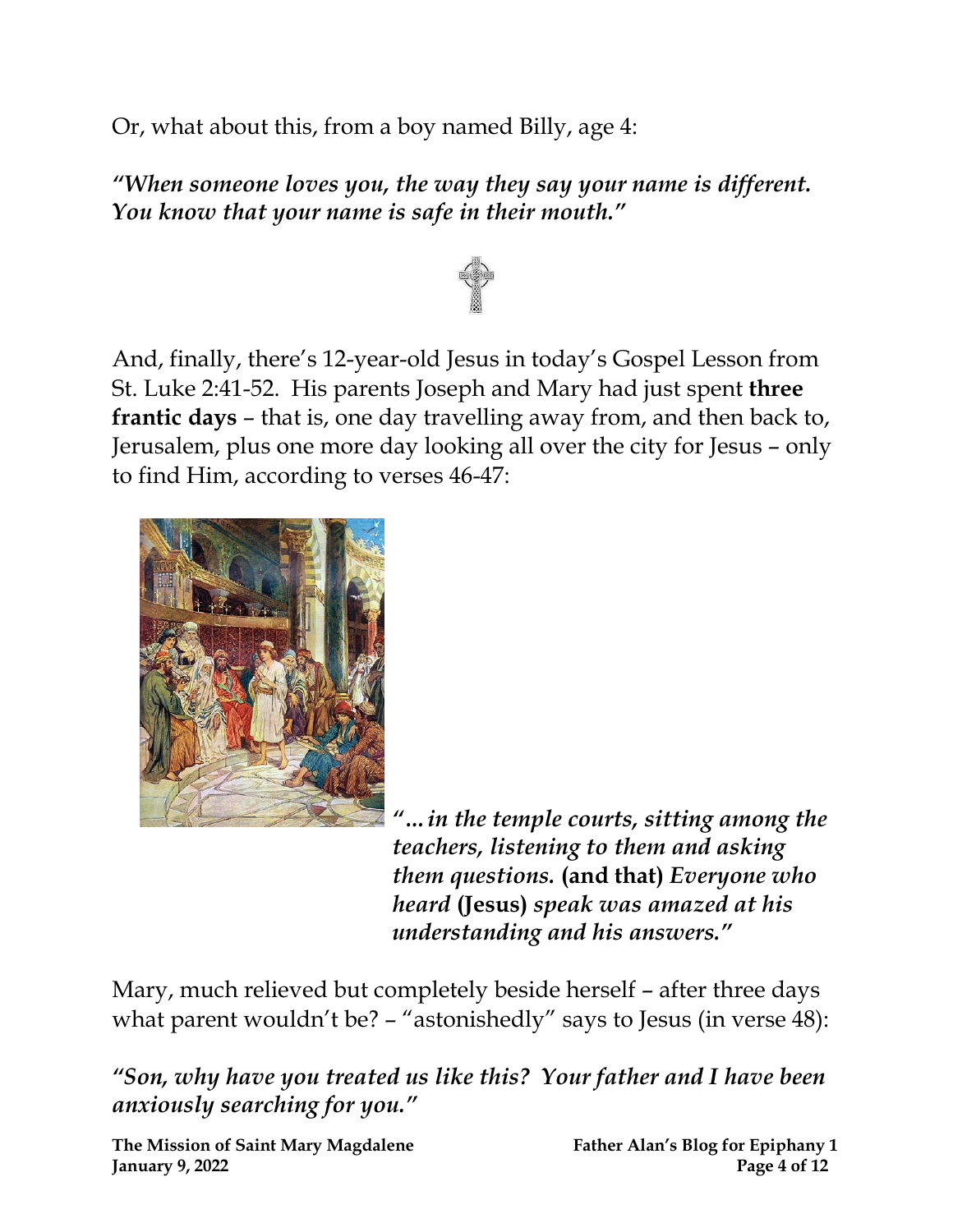Or, what about this, from a boy named Billy, age 4:

***"When someone loves you, the way they say your name is different. You know that your name is safe in their mouth."***

And, finally, there's 12-year-old Jesus in today's Gospel Lesson from St. Luke 2:41-52. His parents Joseph and Mary had just spent **three frantic days** – that is, one day travelling away from, and then back to, Jerusalem, plus one more day looking all over the city for Jesus – only to find Him, according to verses 46-47:

***"…in the temple courts, sitting among the teachers, listening to them and asking them questions.* (and that) *Everyone who heard* (Jesus) *speak was amazed at his understanding and his answers."***

Mary, much relieved but completely beside herself – after three days what parent wouldn't be? – "astonishedly" says to Jesus (in verse 48):

***"Son, why have you treated us like this? Your father and I have been anxiously searching for you."***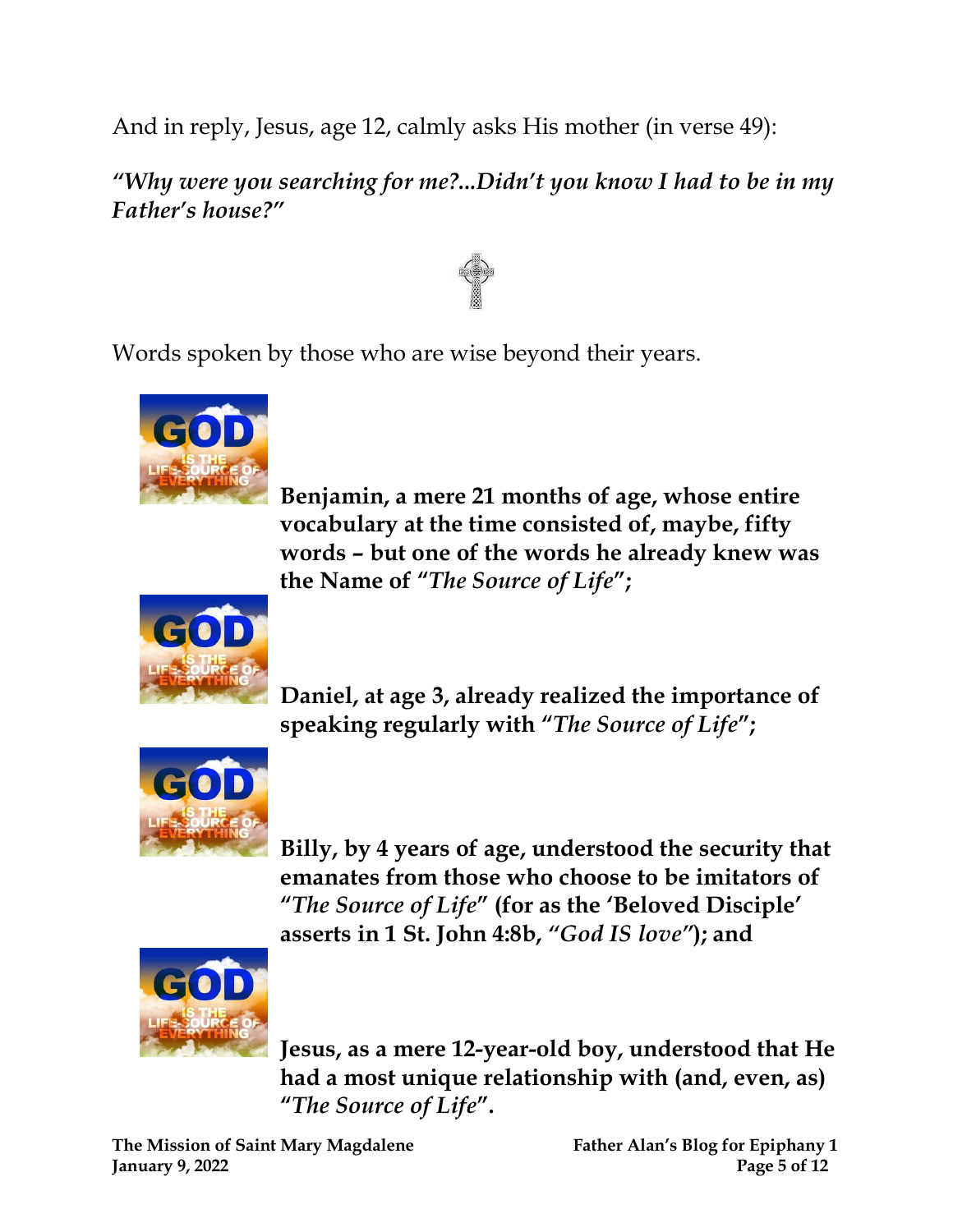And in reply, Jesus, age 12, calmly asks His mother (in verse 49):

***"Why were you searching for me?...Didn't you know I had to be in my Father's house?"***

Words spoken by those who are wise beyond their years.

**Benjamin, a mere 21 months of age, whose entire vocabulary at the time consisted of, maybe, fifty words – but one of the words he already knew was the Name of "*The Source of Life*";**

**Daniel, at age 3, already realized the importance of speaking regularly with "*The Source of Life*";**

**Billy, by 4 years of age, understood the security that emanates from those who choose to be imitators of "*The Source of Life*" (for as the 'Beloved Disciple' asserts in 1 St. John 4:8b, *"God IS love"*); and**

**Jesus, as a mere 12-year-old boy, understood that He had a most unique relationship with (and, even, as) "*The Source of Life*".**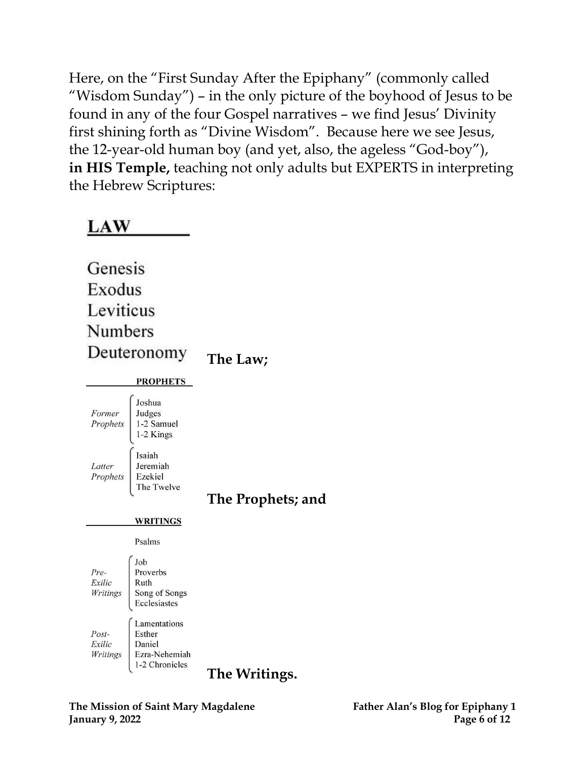Here, on the "First Sunday After the Epiphany" (commonly called "Wisdom Sunday") – in the only picture of the boyhood of Jesus to be found in any of the four Gospel narratives – we find Jesus' Divinity first shining forth as "Divine Wisdom". Because here we see Jesus, the 12-year-old human boy (and yet, also, the ageless "God-boy"), **in HIS Temple,** teaching not only adults but EXPERTS in interpreting the Hebrew Scriptures:

**LAW**

Genesis
Exodus
Leviticus
Numbers
Deuteronomy

**The Law;**

**PROPHETS**

*Former Prophets*
- Joshua
- Judges
- 1-2 Samuel
- 1-2 Kings

*Latter Prophets*
- Isaiah
- Jeremiah
- Ezekiel
- The Twelve

**The Prophets; and**

**WRITINGS**

Psalms

*Pre-Exilic Writings*
- Job
- Proverbs
- Ruth
- Song of Songs
- Ecclesiastes

*Post-Exilic Writings*
- Lamentations
- Esther
- Daniel
- Ezra-Nehemiah
- 1-2 Chronicles

**The Writings.**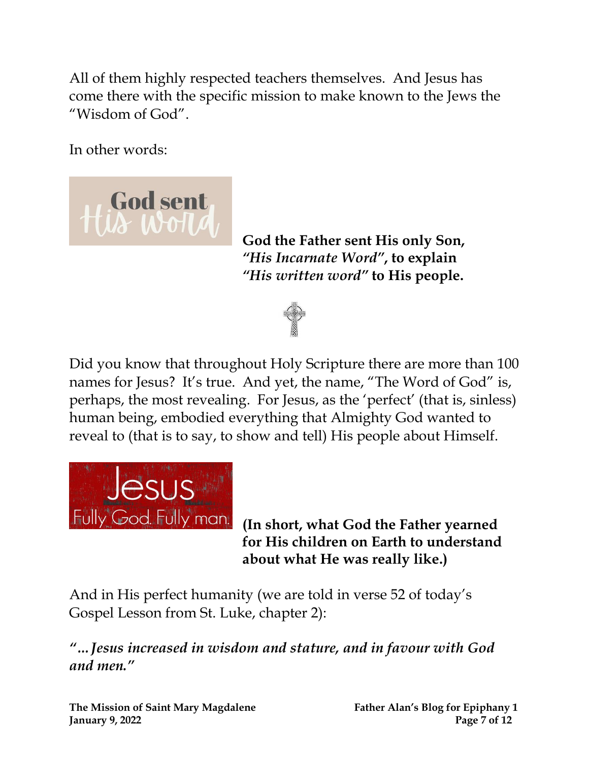All of them highly respected teachers themselves. And Jesus has come there with the specific mission to make known to the Jews the "Wisdom of God".

In other words:

**God the Father sent His only Son, *"His Incarnate Word"*, to explain *"His written word"* to His people.**

Did you know that throughout Holy Scripture there are more than 100 names for Jesus? It's true. And yet, the name, "The Word of God" is, perhaps, the most revealing. For Jesus, as the 'perfect' (that is, sinless) human being, embodied everything that Almighty God wanted to reveal to (that is to say, to show and tell) His people about Himself.

**(In short, what God the Father yearned for His children on Earth to understand about what He was really like.)**

And in His perfect humanity (we are told in verse 52 of today's Gospel Lesson from St. Luke, chapter 2):

***"...Jesus increased in wisdom and stature, and in favour with God and men."***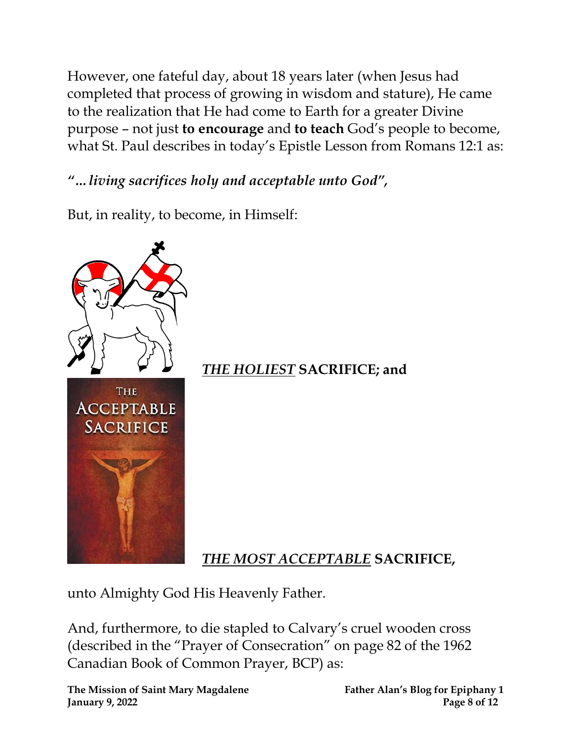However, one fateful day, about 18 years later (when Jesus had completed that process of growing in wisdom and stature), He came to the realization that He had come to Earth for a greater Divine purpose – not just **to encourage** and **to teach** God's people to become, what St. Paul describes in today's Epistle Lesson from Romans 12:1 as:

***"…living sacrifices holy and acceptable unto God",***

But, in reality, to become, in Himself:

***<u>THE HOLIEST</u>* SACRIFICE; and**

***<u>THE MOST ACCEPTABLE</u>* SACRIFICE,**

unto Almighty God His Heavenly Father.

And, furthermore, to die stapled to Calvary's cruel wooden cross (described in the "Prayer of Consecration" on page 82 of the 1962 Canadian Book of Common Prayer, BCP) as: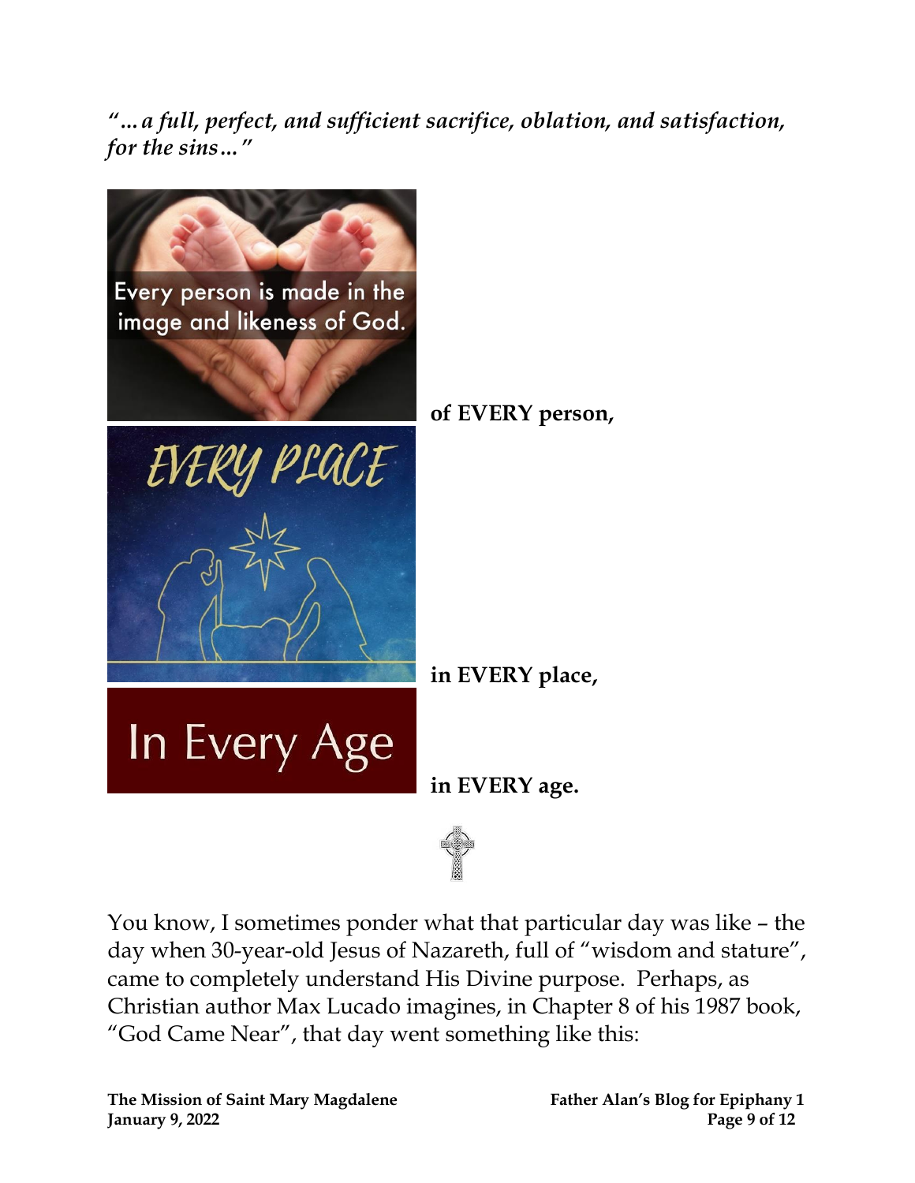*"…a full, perfect, and sufficient sacrifice, oblation, and satisfaction, for the sins…"*

**of EVERY person,**

**in EVERY place,**

**in EVERY age.**

You know, I sometimes ponder what that particular day was like – the day when 30-year-old Jesus of Nazareth, full of "wisdom and stature", came to completely understand His Divine purpose. Perhaps, as Christian author Max Lucado imagines, in Chapter 8 of his 1987 book, "God Came Near", that day went something like this: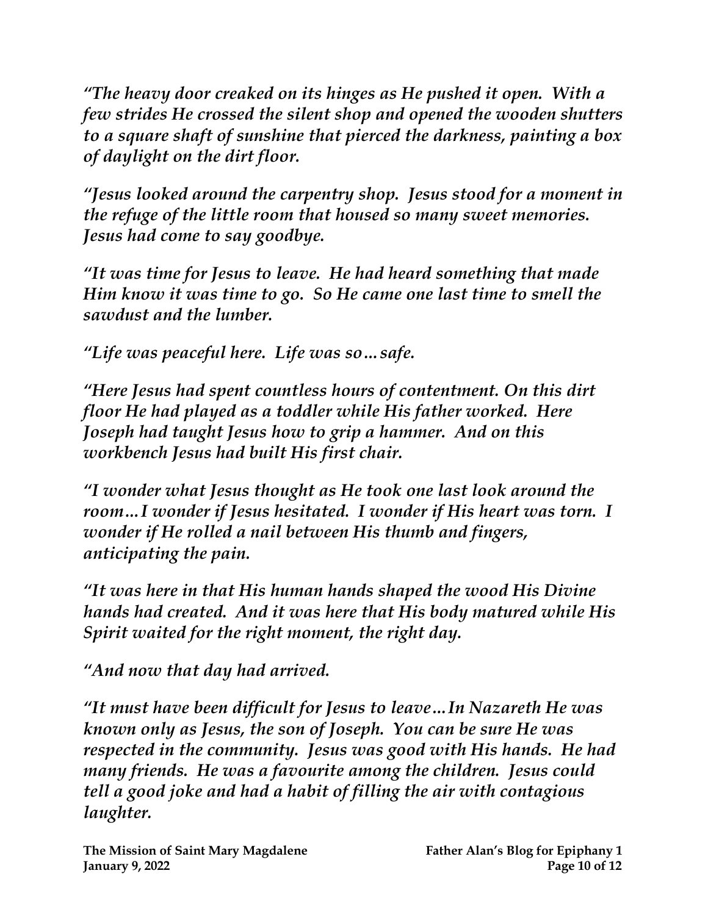*"The heavy door creaked on its hinges as He pushed it open. With a few strides He crossed the silent shop and opened the wooden shutters to a square shaft of sunshine that pierced the darkness, painting a box of daylight on the dirt floor.*

*"Jesus looked around the carpentry shop. Jesus stood for a moment in the refuge of the little room that housed so many sweet memories. Jesus had come to say goodbye.*

*"It was time for Jesus to leave. He had heard something that made Him know it was time to go. So He came one last time to smell the sawdust and the lumber.*

*"Life was peaceful here. Life was so…safe.*

*"Here Jesus had spent countless hours of contentment. On this dirt floor He had played as a toddler while His father worked. Here Joseph had taught Jesus how to grip a hammer. And on this workbench Jesus had built His first chair.*

*"I wonder what Jesus thought as He took one last look around the room…I wonder if Jesus hesitated. I wonder if His heart was torn. I wonder if He rolled a nail between His thumb and fingers, anticipating the pain.*

*"It was here in that His human hands shaped the wood His Divine hands had created. And it was here that His body matured while His Spirit waited for the right moment, the right day.*

*"And now that day had arrived.*

*"It must have been difficult for Jesus to leave…In Nazareth He was known only as Jesus, the son of Joseph. You can be sure He was respected in the community. Jesus was good with His hands. He had many friends. He was a favourite among the children. Jesus could tell a good joke and had a habit of filling the air with contagious laughter.*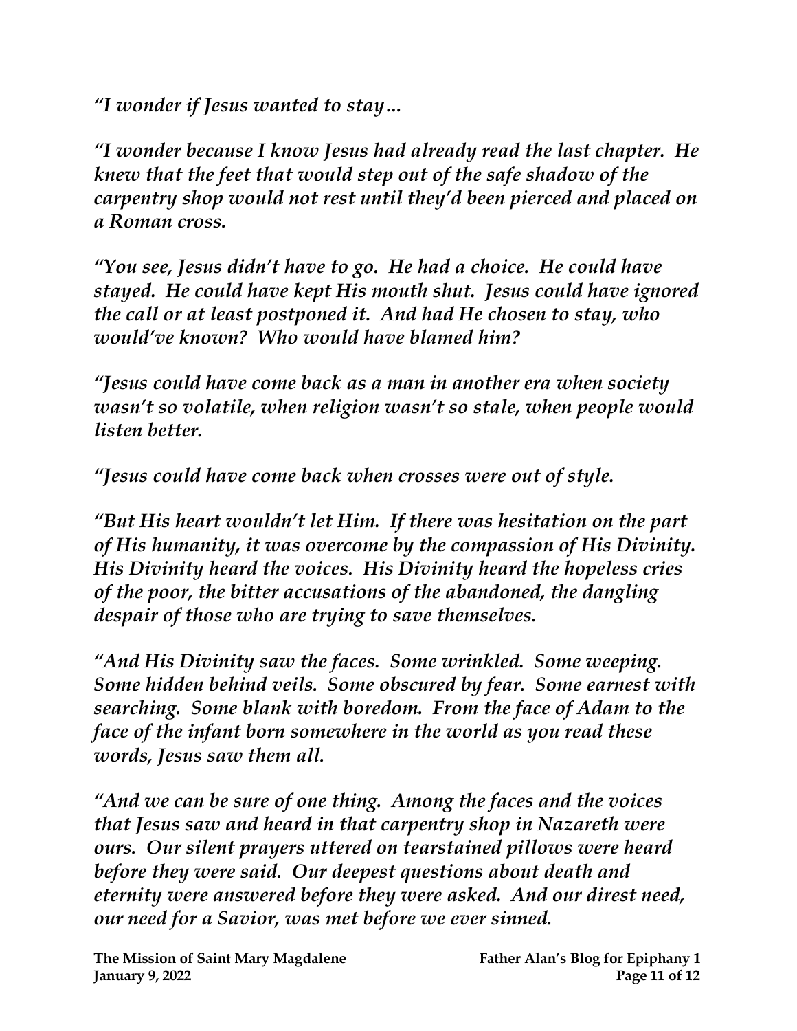*"I wonder if Jesus wanted to stay…*

*"I wonder because I know Jesus had already read the last chapter. He knew that the feet that would step out of the safe shadow of the carpentry shop would not rest until they'd been pierced and placed on a Roman cross.*

*"You see, Jesus didn't have to go. He had a choice. He could have stayed. He could have kept His mouth shut. Jesus could have ignored the call or at least postponed it. And had He chosen to stay, who would've known? Who would have blamed him?*

*"Jesus could have come back as a man in another era when society wasn't so volatile, when religion wasn't so stale, when people would listen better.*

*"Jesus could have come back when crosses were out of style.*

*"But His heart wouldn't let Him. If there was hesitation on the part of His humanity, it was overcome by the compassion of His Divinity. His Divinity heard the voices. His Divinity heard the hopeless cries of the poor, the bitter accusations of the abandoned, the dangling despair of those who are trying to save themselves.*

*"And His Divinity saw the faces. Some wrinkled. Some weeping. Some hidden behind veils. Some obscured by fear. Some earnest with searching. Some blank with boredom. From the face of Adam to the face of the infant born somewhere in the world as you read these words, Jesus saw them all.*

*"And we can be sure of one thing. Among the faces and the voices that Jesus saw and heard in that carpentry shop in Nazareth were ours. Our silent prayers uttered on tearstained pillows were heard before they were said. Our deepest questions about death and eternity were answered before they were asked. And our direst need, our need for a Savior, was met before we ever sinned.*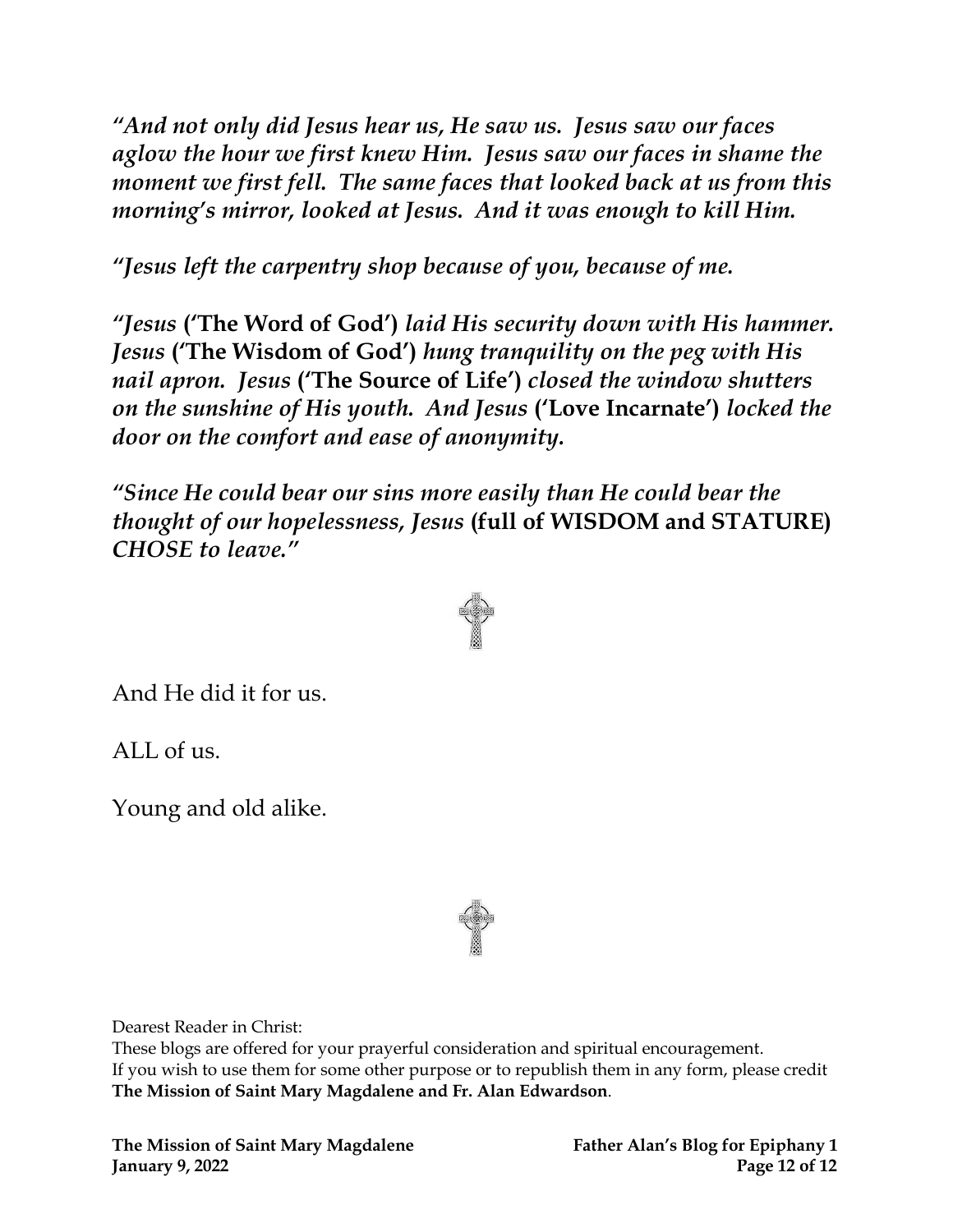*"And not only did Jesus hear us, He saw us. Jesus saw our faces aglow the hour we first knew Him. Jesus saw our faces in shame the moment we first fell. The same faces that looked back at us from this morning's mirror, looked at Jesus. And it was enough to kill Him.*

*"Jesus left the carpentry shop because of you, because of me.*

*"Jesus* **('The Word of God')** *laid His security down with His hammer. Jesus* **('The Wisdom of God')** *hung tranquility on the peg with His nail apron. Jesus* **('The Source of Life')** *closed the window shutters on the sunshine of His youth. And Jesus* **('Love Incarnate')** *locked the door on the comfort and ease of anonymity.*

*"Since He could bear our sins more easily than He could bear the thought of our hopelessness, Jesus* **(full of WISDOM and STATURE)** *CHOSE to leave."*

And He did it for us.

ALL of us.

Young and old alike.

Dearest Reader in Christ:
These blogs are offered for your prayerful consideration and spiritual encouragement.
If you wish to use them for some other purpose or to republish them in any form, please credit **The Mission of Saint Mary Magdalene and Fr. Alan Edwardson**.